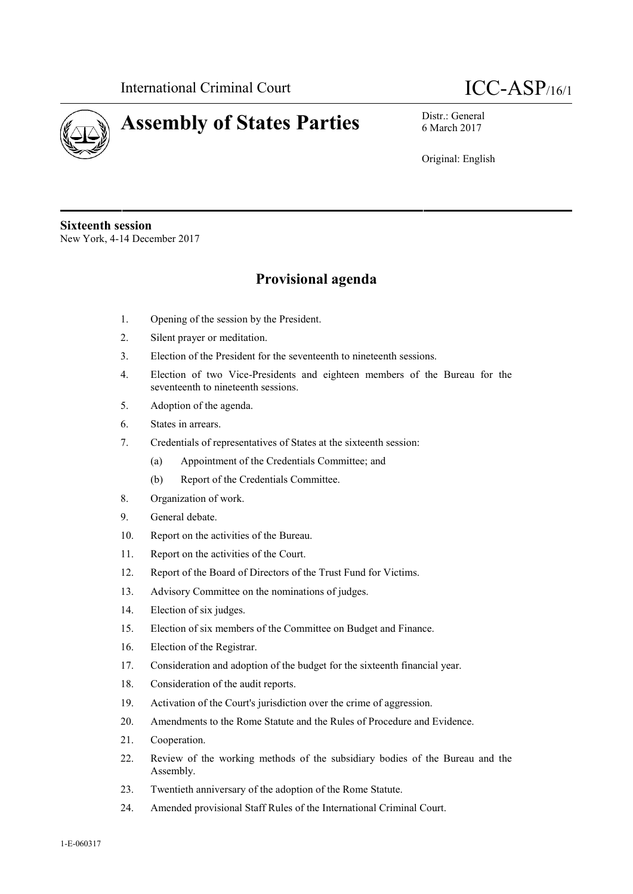International Criminal Court ICC-ASP/16/1

# Assembly of States Parties

Distr.: General
6 March 2017

Original: English

**Sixteenth session**
New York, 4-14 December 2017

## Provisional agenda

1. Opening of the session by the President.
2. Silent prayer or meditation.
3. Election of the President for the seventeenth to nineteenth sessions.
4. Election of two Vice-Presidents and eighteen members of the Bureau for the seventeenth to nineteenth sessions.
5. Adoption of the agenda.
6. States in arrears.
7. Credentials of representatives of States at the sixteenth session:
   (a) Appointment of the Credentials Committee; and
   (b) Report of the Credentials Committee.
8. Organization of work.
9. General debate.
10. Report on the activities of the Bureau.
11. Report on the activities of the Court.
12. Report of the Board of Directors of the Trust Fund for Victims.
13. Advisory Committee on the nominations of judges.
14. Election of six judges.
15. Election of six members of the Committee on Budget and Finance.
16. Election of the Registrar.
17. Consideration and adoption of the budget for the sixteenth financial year.
18. Consideration of the audit reports.
19. Activation of the Court's jurisdiction over the crime of aggression.
20. Amendments to the Rome Statute and the Rules of Procedure and Evidence.
21. Cooperation.
22. Review of the working methods of the subsidiary bodies of the Bureau and the Assembly.
23. Twentieth anniversary of the adoption of the Rome Statute.
24. Amended provisional Staff Rules of the International Criminal Court.

1-E-060317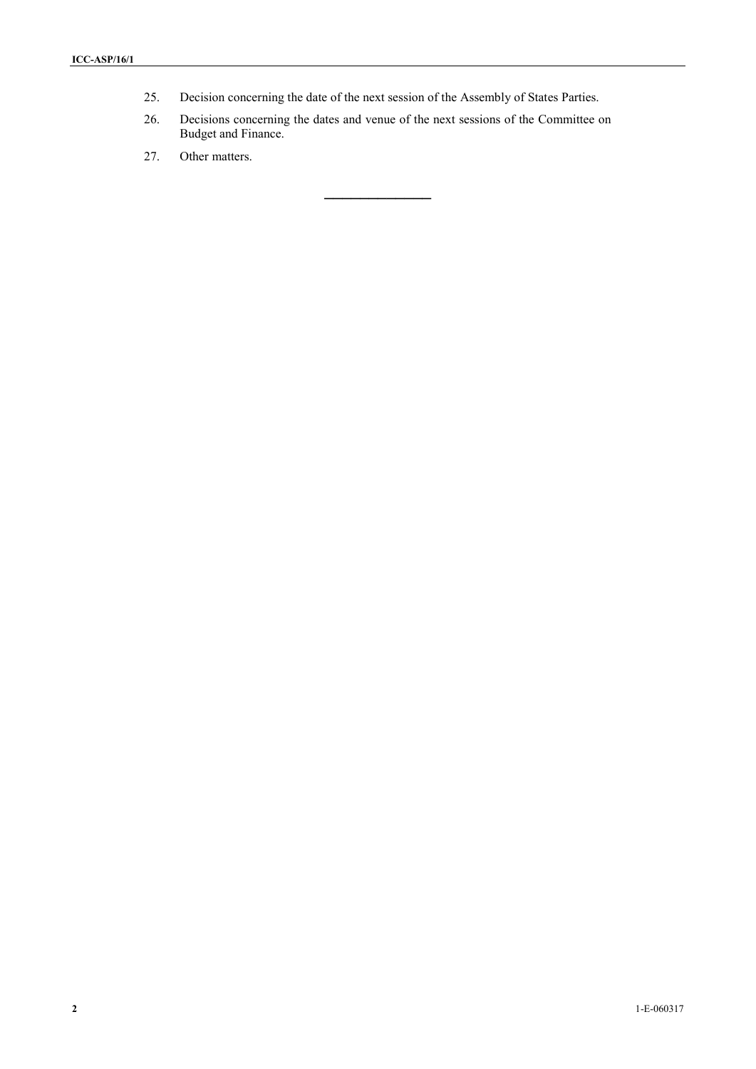25. Decision concerning the date of the next session of the Assembly of States Parties.
26. Decisions concerning the dates and venue of the next sessions of the Committee on Budget and Finance.
27. Other matters.

---